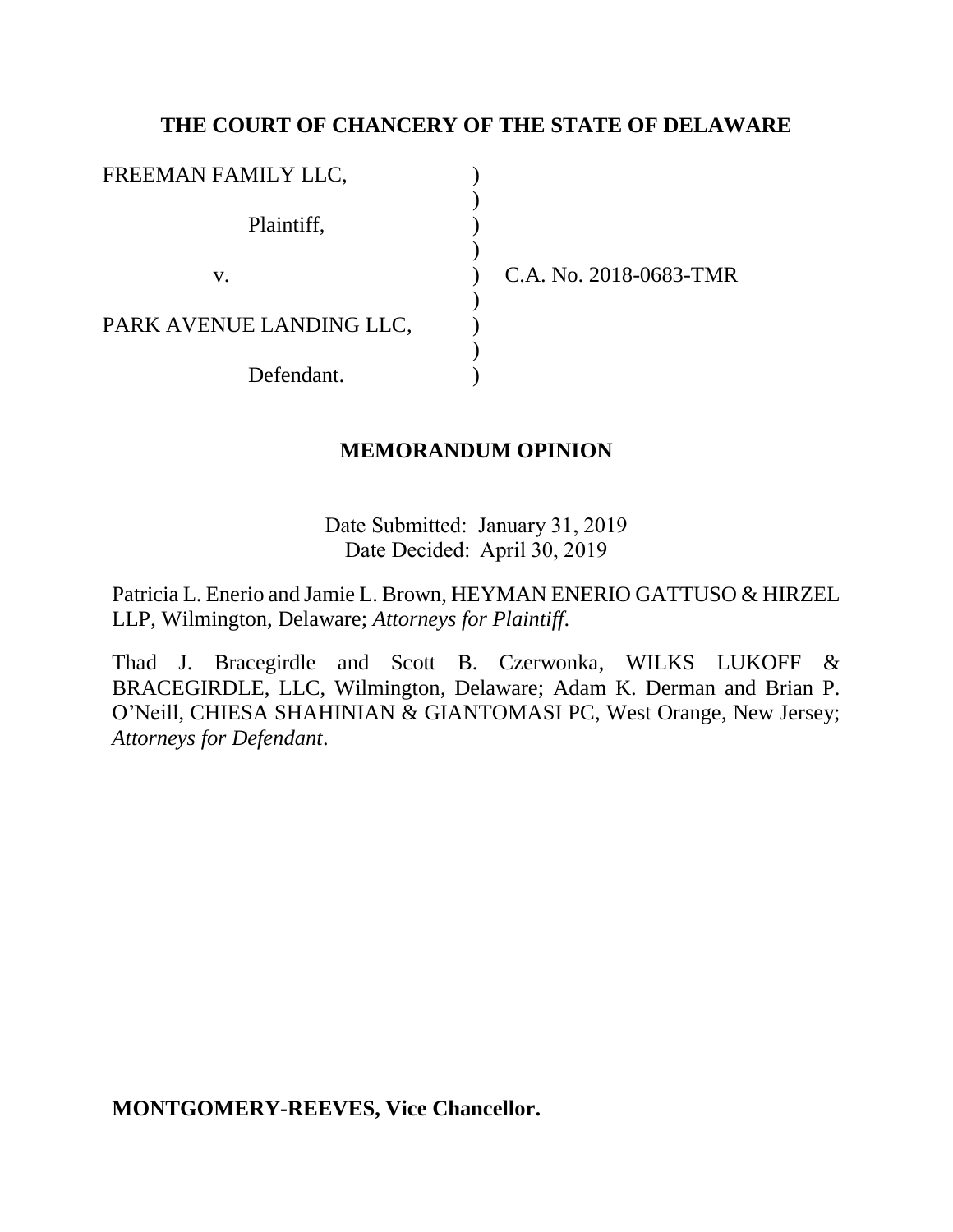## THE COURT OF CHANCERY OF THE STATE OF DELAWARE

| | | |
|---|---|---|
| FREEMAN FAMILY LLC, | ) | |
| | ) | |
| Plaintiff, | ) | |
| | ) | |
| v. | ) | C.A. No. 2018-0683-TMR |
| | ) | |
| PARK AVENUE LANDING LLC, | ) | |
| | ) | |
| Defendant. | ) | |

## MEMORANDUM OPINION

Date Submitted: January 31, 2019
Date Decided: April 30, 2019

Patricia L. Enerio and Jamie L. Brown, HEYMAN ENERIO GATTUSO & HIRZEL LLP, Wilmington, Delaware; *Attorneys for Plaintiff*.

Thad J. Bracegirdle and Scott B. Czerwonka, WILKS LUKOFF & BRACEGIRDLE, LLC, Wilmington, Delaware; Adam K. Derman and Brian P. O'Neill, CHIESA SHAHINIAN & GIANTOMASI PC, West Orange, New Jersey; *Attorneys for Defendant*.

**MONTGOMERY-REEVES, Vice Chancellor.**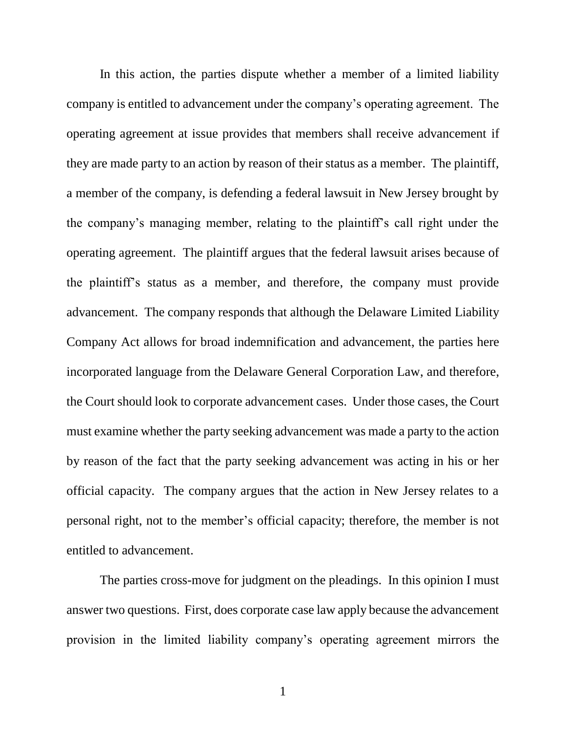In this action, the parties dispute whether a member of a limited liability company is entitled to advancement under the company's operating agreement. The operating agreement at issue provides that members shall receive advancement if they are made party to an action by reason of their status as a member. The plaintiff, a member of the company, is defending a federal lawsuit in New Jersey brought by the company's managing member, relating to the plaintiff's call right under the operating agreement. The plaintiff argues that the federal lawsuit arises because of the plaintiff's status as a member, and therefore, the company must provide advancement. The company responds that although the Delaware Limited Liability Company Act allows for broad indemnification and advancement, the parties here incorporated language from the Delaware General Corporation Law, and therefore, the Court should look to corporate advancement cases. Under those cases, the Court must examine whether the party seeking advancement was made a party to the action by reason of the fact that the party seeking advancement was acting in his or her official capacity. The company argues that the action in New Jersey relates to a personal right, not to the member's official capacity; therefore, the member is not entitled to advancement.

The parties cross-move for judgment on the pleadings. In this opinion I must answer two questions. First, does corporate case law apply because the advancement provision in the limited liability company's operating agreement mirrors the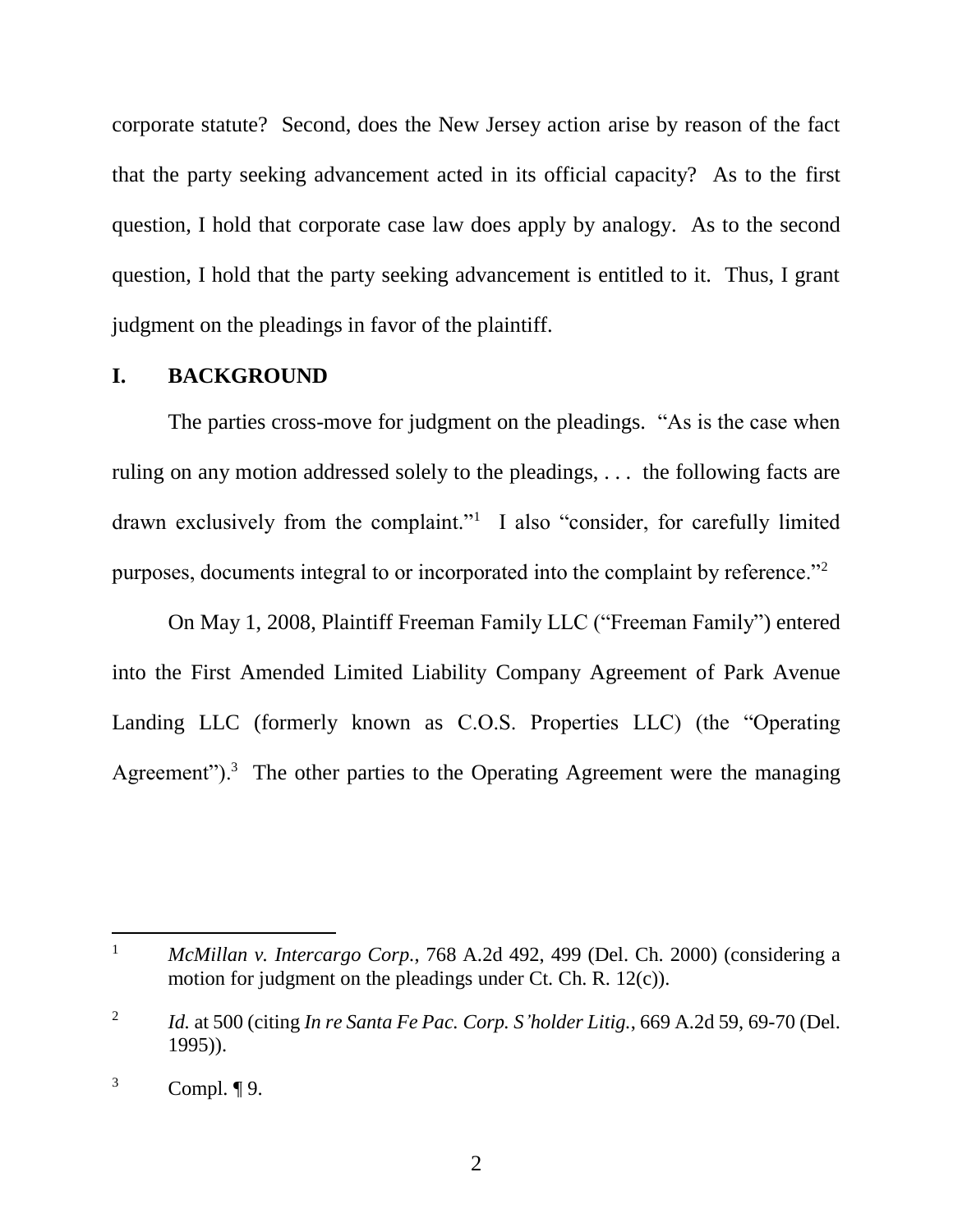corporate statute? Second, does the New Jersey action arise by reason of the fact that the party seeking advancement acted in its official capacity? As to the first question, I hold that corporate case law does apply by analogy. As to the second question, I hold that the party seeking advancement is entitled to it. Thus, I grant judgment on the pleadings in favor of the plaintiff.

## I. BACKGROUND

The parties cross-move for judgment on the pleadings. "As is the case when ruling on any motion addressed solely to the pleadings, . . . the following facts are drawn exclusively from the complaint."[1] I also "consider, for carefully limited purposes, documents integral to or incorporated into the complaint by reference."[2]

On May 1, 2008, Plaintiff Freeman Family LLC ("Freeman Family") entered into the First Amended Limited Liability Company Agreement of Park Avenue Landing LLC (formerly known as C.O.S. Properties LLC) (the "Operating Agreement").[3] The other parties to the Operating Agreement were the managing

---

[1] *McMillan v. Intercargo Corp.*, 768 A.2d 492, 499 (Del. Ch. 2000) (considering a motion for judgment on the pleadings under Ct. Ch. R. 12(c)).

[2] *Id.* at 500 (citing *In re Santa Fe Pac. Corp. S'holder Litig.*, 669 A.2d 59, 69-70 (Del. 1995)).

[3] Compl. ¶ 9.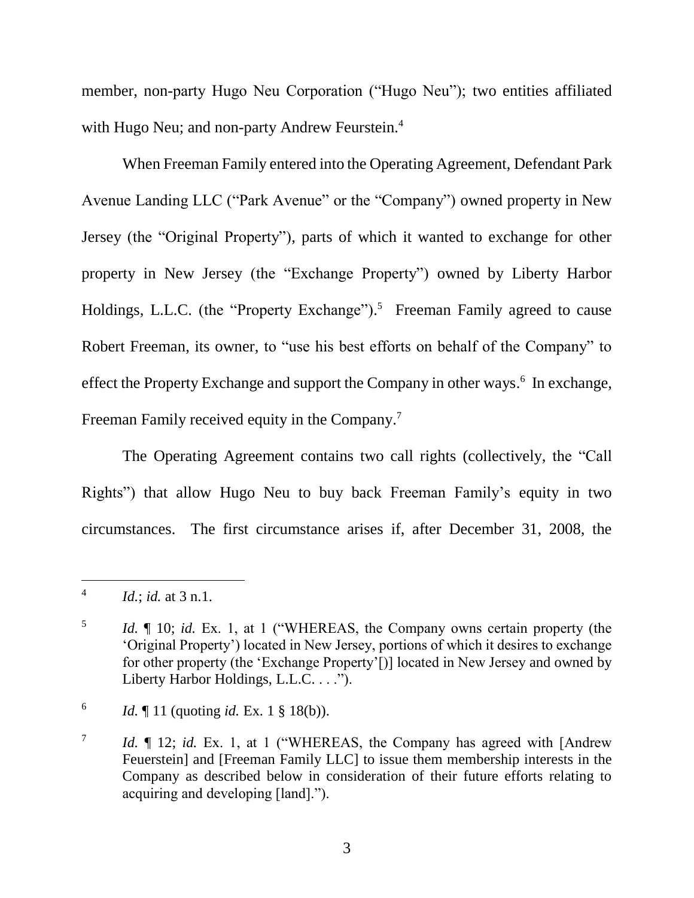member, non-party Hugo Neu Corporation ("Hugo Neu"); two entities affiliated with Hugo Neu; and non-party Andrew Feurstein.[4]

When Freeman Family entered into the Operating Agreement, Defendant Park Avenue Landing LLC ("Park Avenue" or the "Company") owned property in New Jersey (the "Original Property"), parts of which it wanted to exchange for other property in New Jersey (the "Exchange Property") owned by Liberty Harbor Holdings, L.L.C. (the "Property Exchange").[5] Freeman Family agreed to cause Robert Freeman, its owner, to "use his best efforts on behalf of the Company" to effect the Property Exchange and support the Company in other ways.[6] In exchange, Freeman Family received equity in the Company.[7]

The Operating Agreement contains two call rights (collectively, the "Call Rights") that allow Hugo Neu to buy back Freeman Family's equity in two circumstances. The first circumstance arises if, after December 31, 2008, the

---

[4] *Id.*; *id.* at 3 n.1.

[5] *Id.* ¶ 10; *id.* Ex. 1, at 1 ("WHEREAS, the Company owns certain property (the 'Original Property') located in New Jersey, portions of which it desires to exchange for other property (the 'Exchange Property'[)] located in New Jersey and owned by Liberty Harbor Holdings, L.L.C. . . . .").

[6] *Id.* ¶ 11 (quoting *id.* Ex. 1 § 18(b)).

[7] *Id.* ¶ 12; *id.* Ex. 1, at 1 ("WHEREAS, the Company has agreed with [Andrew Feuerstein] and [Freeman Family LLC] to issue them membership interests in the Company as described below in consideration of their future efforts relating to acquiring and developing [land].").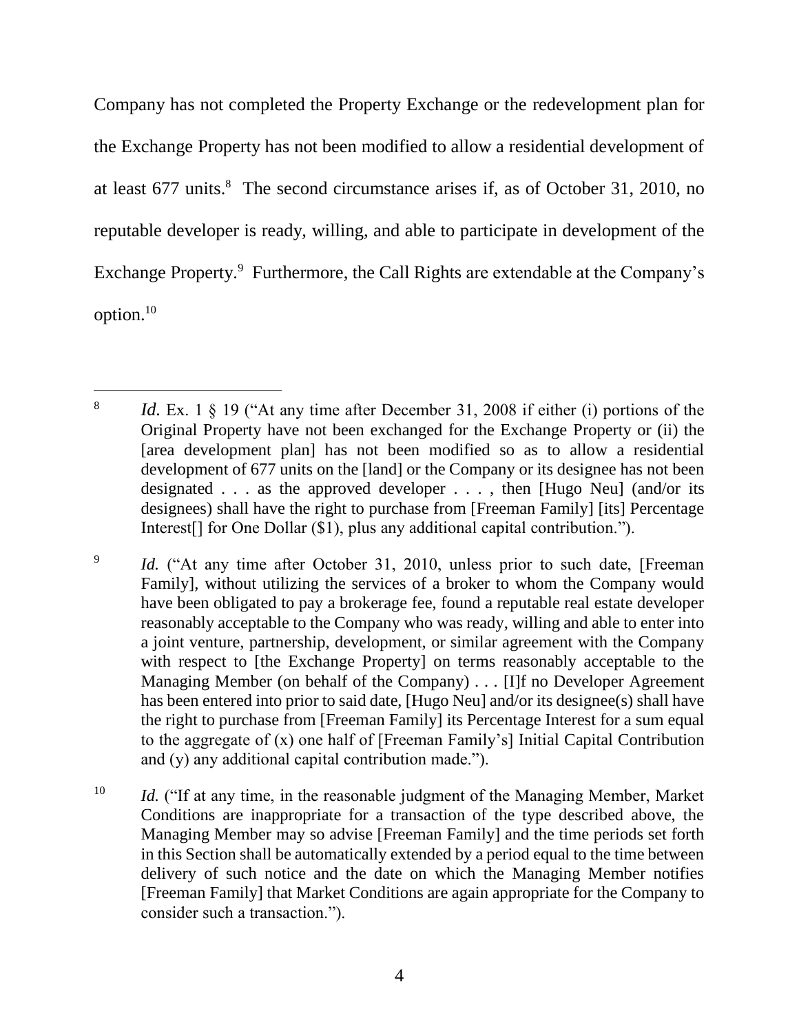Company has not completed the Property Exchange or the redevelopment plan for the Exchange Property has not been modified to allow a residential development of at least 677 units.[8] The second circumstance arises if, as of October 31, 2010, no reputable developer is ready, willing, and able to participate in development of the Exchange Property.[9] Furthermore, the Call Rights are extendable at the Company's option.[10]

---

[8] *Id.* Ex. 1 § 19 ("At any time after December 31, 2008 if either (i) portions of the Original Property have not been exchanged for the Exchange Property or (ii) the [area development plan] has not been modified so as to allow a residential development of 677 units on the [land] or the Company or its designee has not been designated . . . as the approved developer . . . , then [Hugo Neu] (and/or its designees) shall have the right to purchase from [Freeman Family] [its] Percentage Interest[] for One Dollar ($1), plus any additional capital contribution.").

[9] *Id.* ("At any time after October 31, 2010, unless prior to such date, [Freeman Family], without utilizing the services of a broker to whom the Company would have been obligated to pay a brokerage fee, found a reputable real estate developer reasonably acceptable to the Company who was ready, willing and able to enter into a joint venture, partnership, development, or similar agreement with the Company with respect to [the Exchange Property] on terms reasonably acceptable to the Managing Member (on behalf of the Company) . . . [I]f no Developer Agreement has been entered into prior to said date, [Hugo Neu] and/or its designee(s) shall have the right to purchase from [Freeman Family] its Percentage Interest for a sum equal to the aggregate of (x) one half of [Freeman Family's] Initial Capital Contribution and (y) any additional capital contribution made.").

[10] *Id.* ("If at any time, in the reasonable judgment of the Managing Member, Market Conditions are inappropriate for a transaction of the type described above, the Managing Member may so advise [Freeman Family] and the time periods set forth in this Section shall be automatically extended by a period equal to the time between delivery of such notice and the date on which the Managing Member notifies [Freeman Family] that Market Conditions are again appropriate for the Company to consider such a transaction.").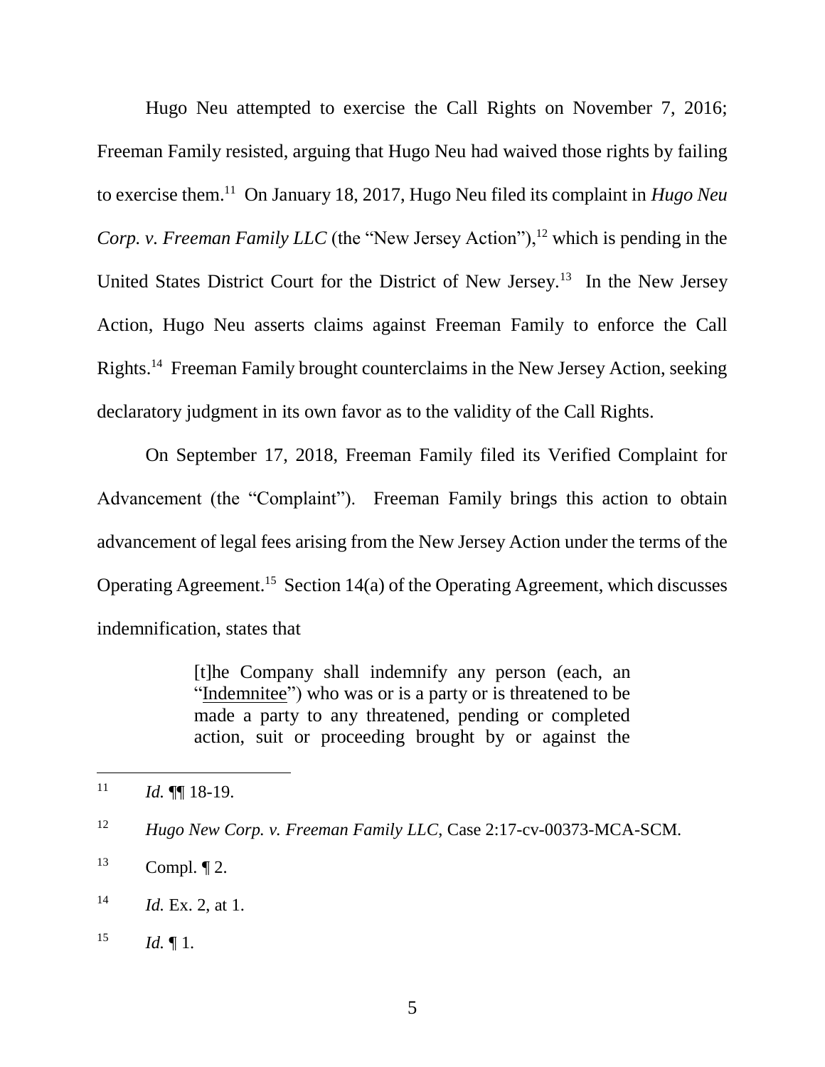Hugo Neu attempted to exercise the Call Rights on November 7, 2016; Freeman Family resisted, arguing that Hugo Neu had waived those rights by failing to exercise them.[11] On January 18, 2017, Hugo Neu filed its complaint in *Hugo Neu Corp. v. Freeman Family LLC* (the "New Jersey Action"),[12] which is pending in the United States District Court for the District of New Jersey.[13] In the New Jersey Action, Hugo Neu asserts claims against Freeman Family to enforce the Call Rights.[14] Freeman Family brought counterclaims in the New Jersey Action, seeking declaratory judgment in its own favor as to the validity of the Call Rights.

On September 17, 2018, Freeman Family filed its Verified Complaint for Advancement (the "Complaint"). Freeman Family brings this action to obtain advancement of legal fees arising from the New Jersey Action under the terms of the Operating Agreement.[15] Section 14(a) of the Operating Agreement, which discusses indemnification, states that

> [t]he Company shall indemnify any person (each, an "Indemnitee") who was or is a party or is threatened to be made a party to any threatened, pending or completed action, suit or proceeding brought by or against the

---

[11] *Id.* ¶¶ 18-19.

[12] *Hugo New Corp. v. Freeman Family LLC*, Case 2:17-cv-00373-MCA-SCM.

[13] Compl. ¶ 2.

[14] *Id.* Ex. 2, at 1.

[15] *Id.* ¶ 1.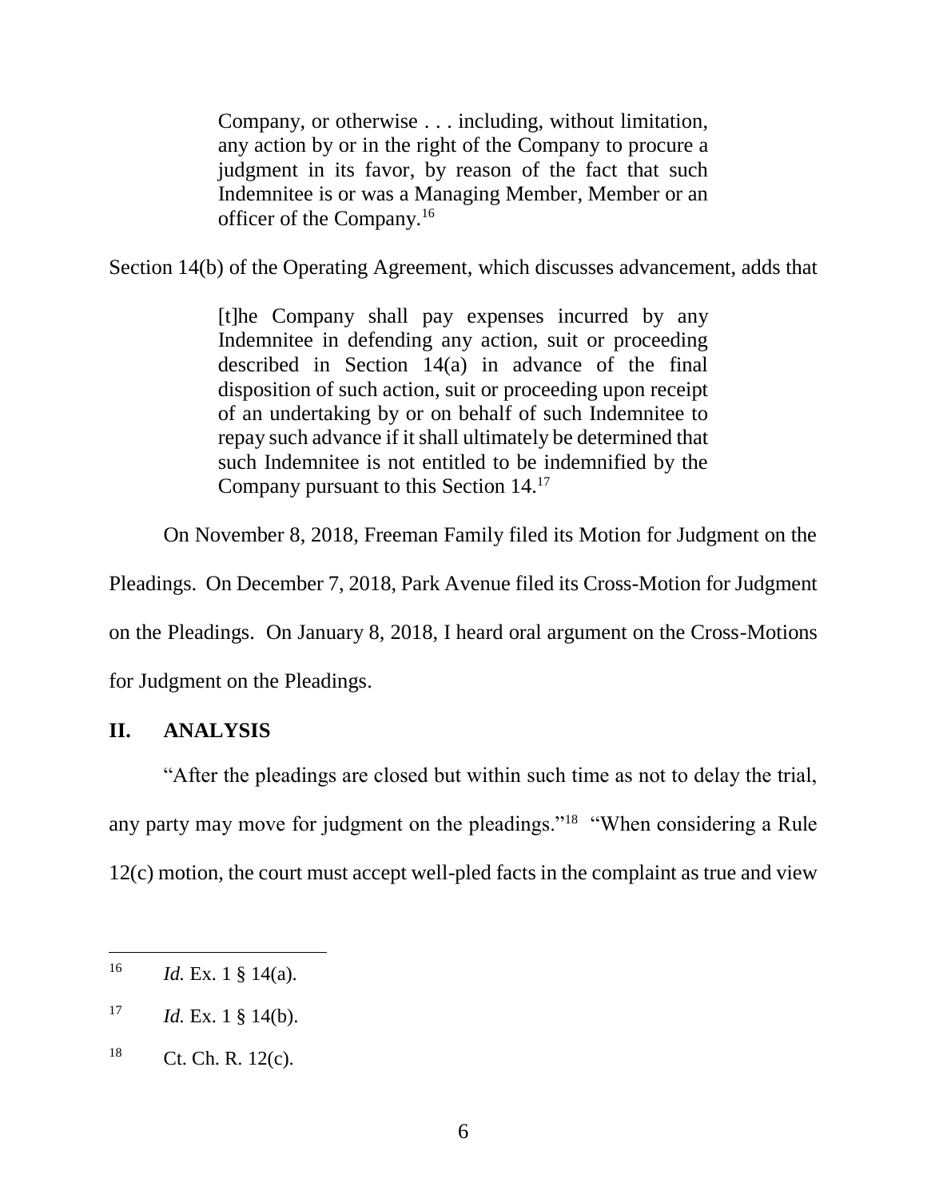> Company, or otherwise . . . including, without limitation, any action by or in the right of the Company to procure a judgment in its favor, by reason of the fact that such Indemnitee is or was a Managing Member, Member or an officer of the Company.[16]

Section 14(b) of the Operating Agreement, which discusses advancement, adds that

> [t]he Company shall pay expenses incurred by any Indemnitee in defending any action, suit or proceeding described in Section 14(a) in advance of the final disposition of such action, suit or proceeding upon receipt of an undertaking by or on behalf of such Indemnitee to repay such advance if it shall ultimately be determined that such Indemnitee is not entitled to be indemnified by the Company pursuant to this Section 14.[17]

On November 8, 2018, Freeman Family filed its Motion for Judgment on the Pleadings. On December 7, 2018, Park Avenue filed its Cross-Motion for Judgment on the Pleadings. On January 8, 2018, I heard oral argument on the Cross-Motions for Judgment on the Pleadings.

## II. ANALYSIS

"After the pleadings are closed but within such time as not to delay the trial, any party may move for judgment on the pleadings."[18] "When considering a Rule 12(c) motion, the court must accept well-pled facts in the complaint as true and view

---

[16] *Id.* Ex. 1 § 14(a).

[17] *Id.* Ex. 1 § 14(b).

[18] Ct. Ch. R. 12(c).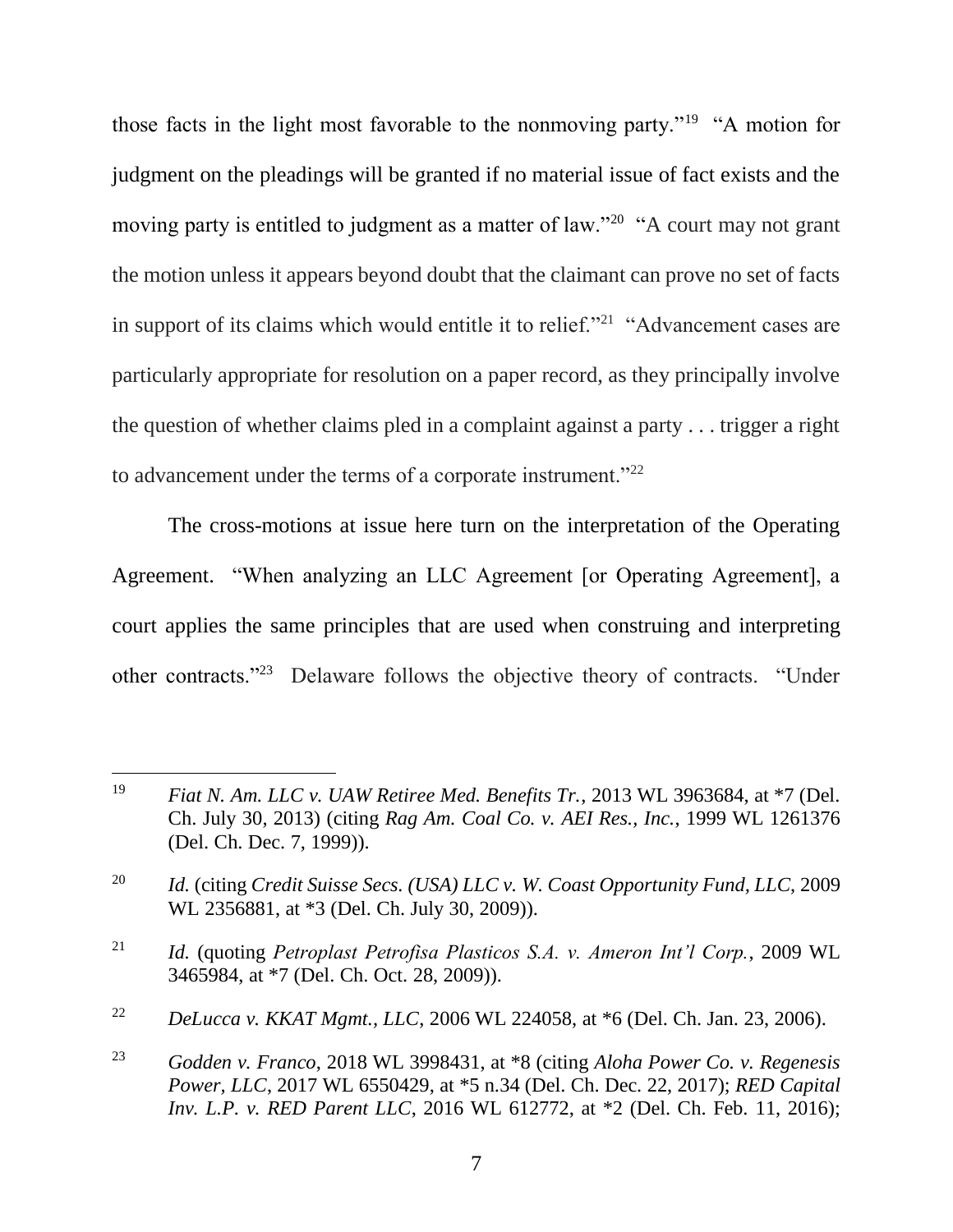those facts in the light most favorable to the nonmoving party."[19] "A motion for judgment on the pleadings will be granted if no material issue of fact exists and the moving party is entitled to judgment as a matter of law."[20] "A court may not grant the motion unless it appears beyond doubt that the claimant can prove no set of facts in support of its claims which would entitle it to relief."[21] "Advancement cases are particularly appropriate for resolution on a paper record, as they principally involve the question of whether claims pled in a complaint against a party . . . trigger a right to advancement under the terms of a corporate instrument."[22]

The cross-motions at issue here turn on the interpretation of the Operating Agreement. "When analyzing an LLC Agreement [or Operating Agreement], a court applies the same principles that are used when construing and interpreting other contracts."[23] Delaware follows the objective theory of contracts. "Under

---

[19] *Fiat N. Am. LLC v. UAW Retiree Med. Benefits Tr.*, 2013 WL 3963684, at *7 (Del. Ch. July 30, 2013) (citing *Rag Am. Coal Co. v. AEI Res., Inc.*, 1999 WL 1261376 (Del. Ch. Dec. 7, 1999)).

[20] *Id.* (citing *Credit Suisse Secs. (USA) LLC v. W. Coast Opportunity Fund, LLC*, 2009 WL 2356881, at *3 (Del. Ch. July 30, 2009)).

[21] *Id.* (quoting *Petroplast Petrofisa Plasticos S.A. v. Ameron Int'l Corp.*, 2009 WL 3465984, at *7 (Del. Ch. Oct. 28, 2009)).

[22] *DeLucca v. KKAT Mgmt., LLC*, 2006 WL 224058, at *6 (Del. Ch. Jan. 23, 2006).

[23] *Godden v. Franco*, 2018 WL 3998431, at *8 (citing *Aloha Power Co. v. Regenesis Power, LLC*, 2017 WL 6550429, at *5 n.34 (Del. Ch. Dec. 22, 2017); *RED Capital Inv. L.P. v. RED Parent LLC*, 2016 WL 612772, at *2 (Del. Ch. Feb. 11, 2016);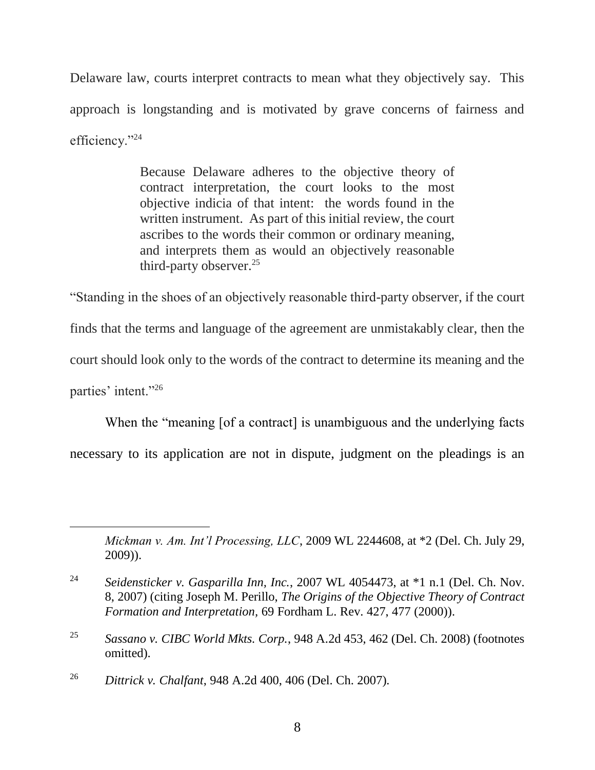Delaware law, courts interpret contracts to mean what they objectively say. This approach is longstanding and is motivated by grave concerns of fairness and efficiency."[24]

> Because Delaware adheres to the objective theory of contract interpretation, the court looks to the most objective indicia of that intent: the words found in the written instrument. As part of this initial review, the court ascribes to the words their common or ordinary meaning, and interprets them as would an objectively reasonable third-party observer.[25]

"Standing in the shoes of an objectively reasonable third-party observer, if the court finds that the terms and language of the agreement are unmistakably clear, then the court should look only to the words of the contract to determine its meaning and the parties' intent."[26]

When the "meaning [of a contract] is unambiguous and the underlying facts necessary to its application are not in dispute, judgment on the pleadings is an

---

*Mickman v. Am. Int'l Processing, LLC*, 2009 WL 2244608, at *2 (Del. Ch. July 29, 2009)).

[24] *Seidensticker v. Gasparilla Inn, Inc.*, 2007 WL 4054473, at *1 n.1 (Del. Ch. Nov. 8, 2007) (citing Joseph M. Perillo, *The Origins of the Objective Theory of Contract Formation and Interpretation*, 69 Fordham L. Rev. 427, 477 (2000)).

[25] *Sassano v. CIBC World Mkts. Corp.*, 948 A.2d 453, 462 (Del. Ch. 2008) (footnotes omitted).

[26] *Dittrick v. Chalfant*, 948 A.2d 400, 406 (Del. Ch. 2007).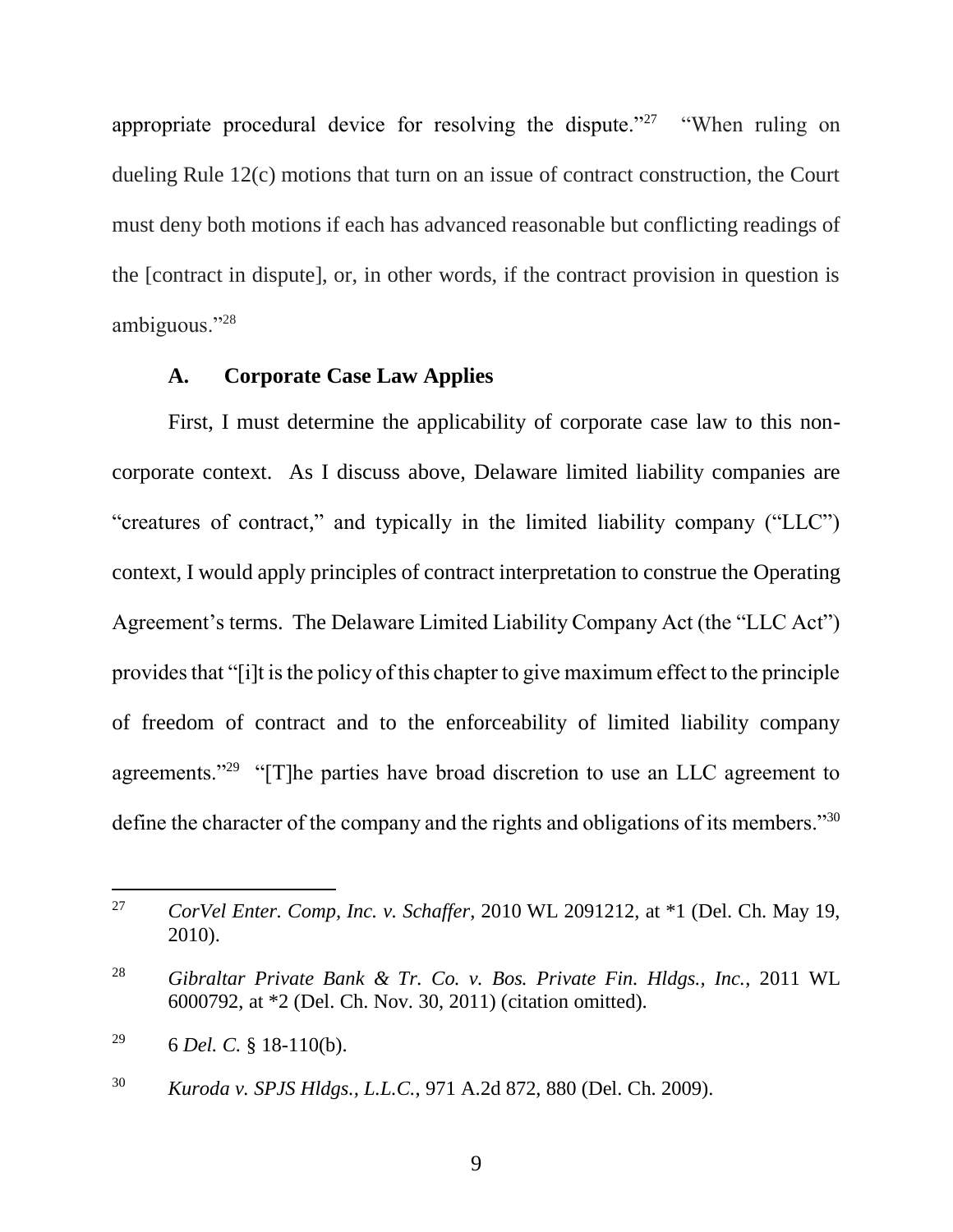appropriate procedural device for resolving the dispute."[27] "When ruling on dueling Rule 12(c) motions that turn on an issue of contract construction, the Court must deny both motions if each has advanced reasonable but conflicting readings of the [contract in dispute], or, in other words, if the contract provision in question is ambiguous."[28]

### A. Corporate Case Law Applies

First, I must determine the applicability of corporate case law to this non-corporate context. As I discuss above, Delaware limited liability companies are "creatures of contract," and typically in the limited liability company ("LLC") context, I would apply principles of contract interpretation to construe the Operating Agreement's terms. The Delaware Limited Liability Company Act (the "LLC Act") provides that "[i]t is the policy of this chapter to give maximum effect to the principle of freedom of contract and to the enforceability of limited liability company agreements."[29] "[T]he parties have broad discretion to use an LLC agreement to define the character of the company and the rights and obligations of its members."[30]

---

[27] *CorVel Enter. Comp, Inc. v. Schaffer*, 2010 WL 2091212, at *1 (Del. Ch. May 19, 2010).

[28] *Gibraltar Private Bank & Tr. Co. v. Bos. Private Fin. Hldgs., Inc.*, 2011 WL 6000792, at *2 (Del. Ch. Nov. 30, 2011) (citation omitted).

[29] 6 *Del. C.* § 18-110(b).

[30] *Kuroda v. SPJS Hldgs., L.L.C.*, 971 A.2d 872, 880 (Del. Ch. 2009).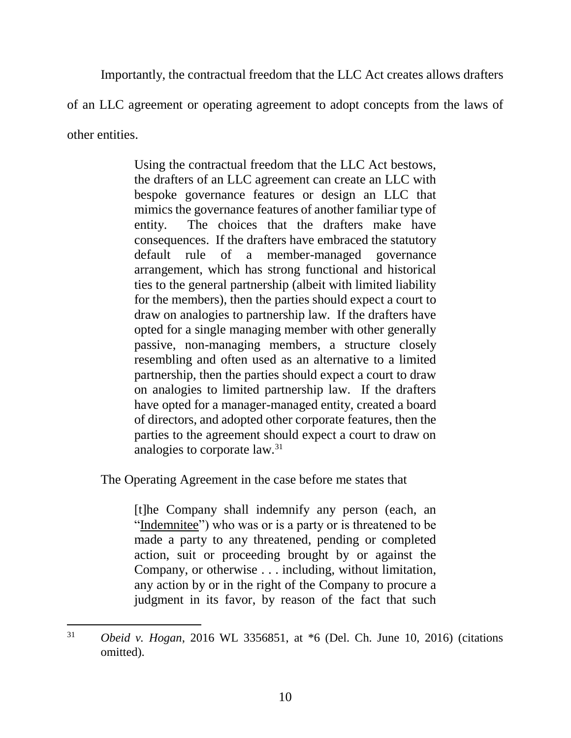Importantly, the contractual freedom that the LLC Act creates allows drafters of an LLC agreement or operating agreement to adopt concepts from the laws of other entities.

> Using the contractual freedom that the LLC Act bestows, the drafters of an LLC agreement can create an LLC with bespoke governance features or design an LLC that mimics the governance features of another familiar type of entity. The choices that the drafters make have consequences. If the drafters have embraced the statutory default rule of a member-managed governance arrangement, which has strong functional and historical ties to the general partnership (albeit with limited liability for the members), then the parties should expect a court to draw on analogies to partnership law. If the drafters have opted for a single managing member with other generally passive, non-managing members, a structure closely resembling and often used as an alternative to a limited partnership, then the parties should expect a court to draw on analogies to limited partnership law. If the drafters have opted for a manager-managed entity, created a board of directors, and adopted other corporate features, then the parties to the agreement should expect a court to draw on analogies to corporate law.[31]

The Operating Agreement in the case before me states that

> [t]he Company shall indemnify any person (each, an "Indemnitee") who was or is a party or is threatened to be made a party to any threatened, pending or completed action, suit or proceeding brought by or against the Company, or otherwise . . . including, without limitation, any action by or in the right of the Company to procure a judgment in its favor, by reason of the fact that such

---

[31] *Obeid v. Hogan*, 2016 WL 3356851, at *6 (Del. Ch. June 10, 2016) (citations omitted).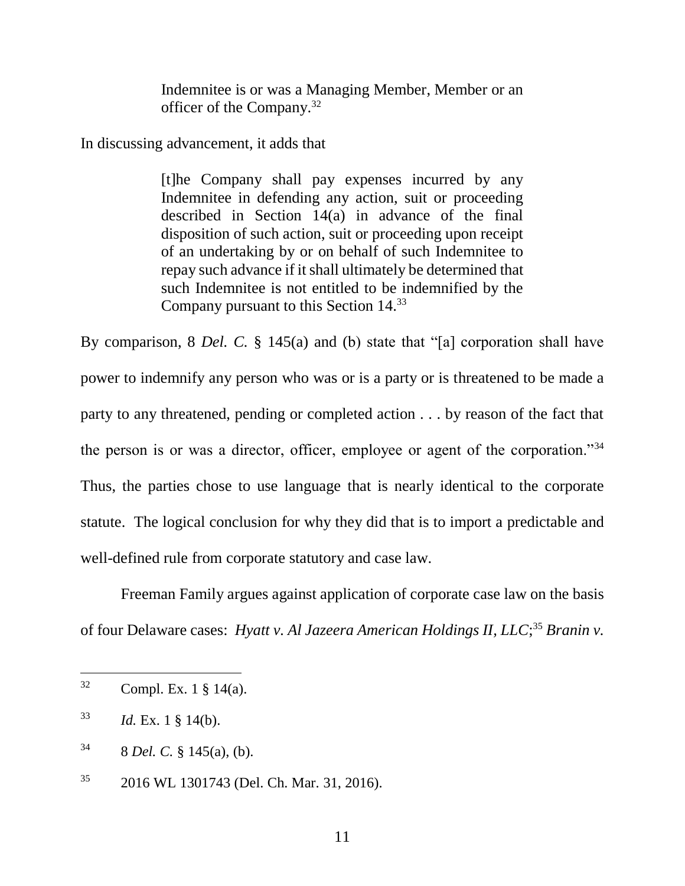> Indemnitee is or was a Managing Member, Member or an officer of the Company.[32]

In discussing advancement, it adds that

> [t]he Company shall pay expenses incurred by any Indemnitee in defending any action, suit or proceeding described in Section 14(a) in advance of the final disposition of such action, suit or proceeding upon receipt of an undertaking by or on behalf of such Indemnitee to repay such advance if it shall ultimately be determined that such Indemnitee is not entitled to be indemnified by the Company pursuant to this Section 14.[33]

By comparison, 8 *Del. C.* § 145(a) and (b) state that "[a] corporation shall have power to indemnify any person who was or is a party or is threatened to be made a party to any threatened, pending or completed action . . . by reason of the fact that the person is or was a director, officer, employee or agent of the corporation."[34] Thus, the parties chose to use language that is nearly identical to the corporate statute. The logical conclusion for why they did that is to import a predictable and well-defined rule from corporate statutory and case law.

Freeman Family argues against application of corporate case law on the basis of four Delaware cases: *Hyatt v. Al Jazeera American Holdings II, LLC*;[35] *Branin v.*

---

[32] Compl. Ex. 1 § 14(a).

[33] *Id.* Ex. 1 § 14(b).

[34] 8 *Del. C.* § 145(a), (b).

[35] 2016 WL 1301743 (Del. Ch. Mar. 31, 2016).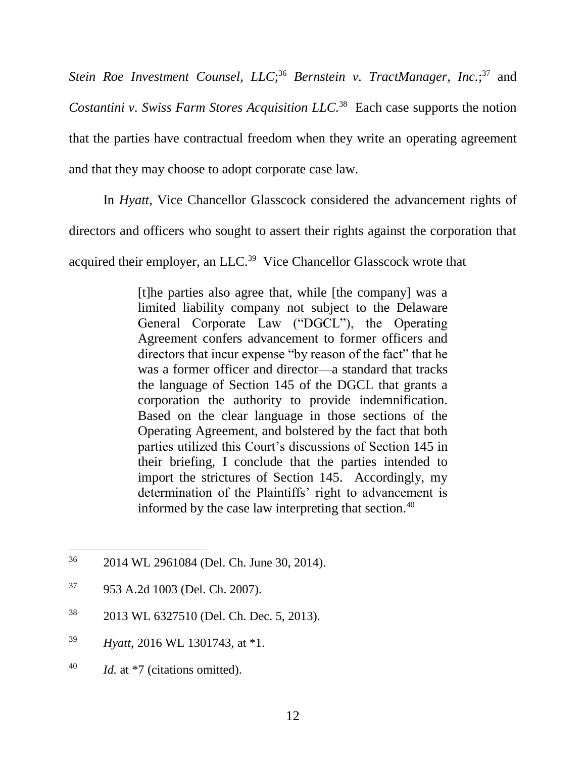*Stein Roe Investment Counsel, LLC*;[36] *Bernstein v. TractManager, Inc.*;[37] and *Costantini v. Swiss Farm Stores Acquisition LLC.*[38] Each case supports the notion that the parties have contractual freedom when they write an operating agreement and that they may choose to adopt corporate case law.

In *Hyatt*, Vice Chancellor Glasscock considered the advancement rights of directors and officers who sought to assert their rights against the corporation that acquired their employer, an LLC.[39] Vice Chancellor Glasscock wrote that

> [t]he parties also agree that, while [the company] was a limited liability company not subject to the Delaware General Corporate Law ("DGCL"), the Operating Agreement confers advancement to former officers and directors that incur expense "by reason of the fact" that he was a former officer and director—a standard that tracks the language of Section 145 of the DGCL that grants a corporation the authority to provide indemnification. Based on the clear language in those sections of the Operating Agreement, and bolstered by the fact that both parties utilized this Court's discussions of Section 145 in their briefing, I conclude that the parties intended to import the strictures of Section 145. Accordingly, my determination of the Plaintiffs' right to advancement is informed by the case law interpreting that section.[40]

---

[36] 2014 WL 2961084 (Del. Ch. June 30, 2014).

[37] 953 A.2d 1003 (Del. Ch. 2007).

[38] 2013 WL 6327510 (Del. Ch. Dec. 5, 2013).

[39] *Hyatt*, 2016 WL 1301743, at *1.

[40] *Id.* at *7 (citations omitted).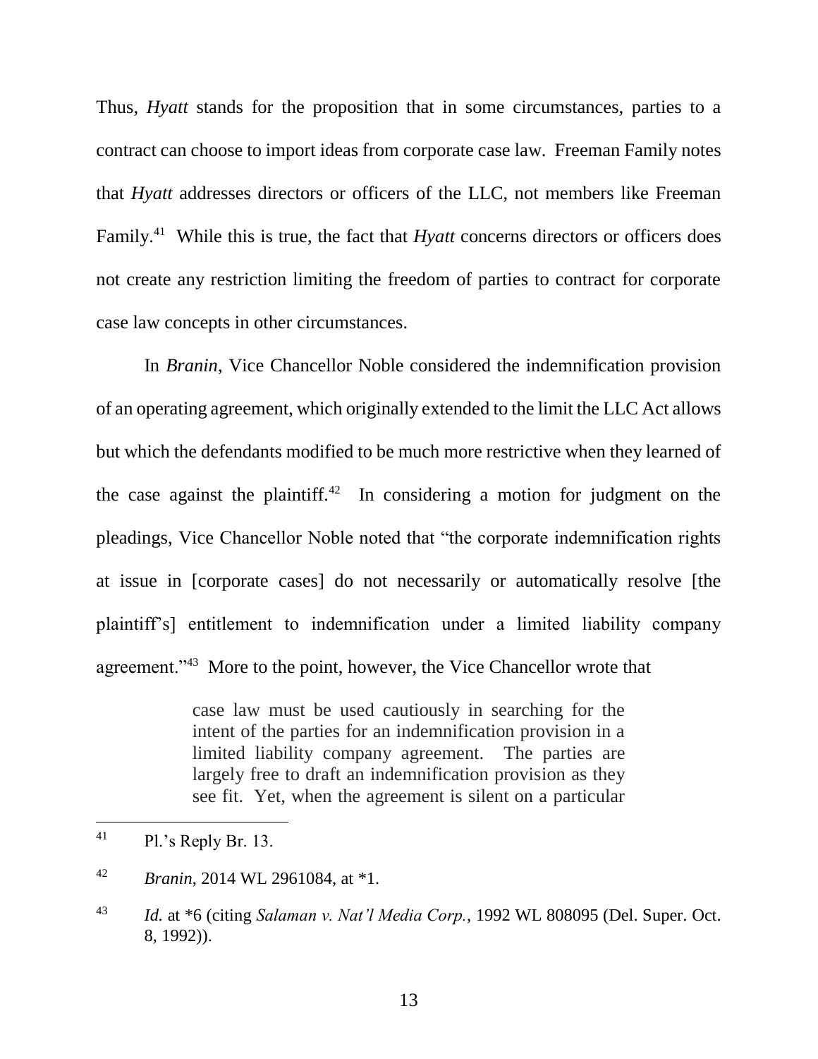Thus, *Hyatt* stands for the proposition that in some circumstances, parties to a contract can choose to import ideas from corporate case law. Freeman Family notes that *Hyatt* addresses directors or officers of the LLC, not members like Freeman Family.[41] While this is true, the fact that *Hyatt* concerns directors or officers does not create any restriction limiting the freedom of parties to contract for corporate case law concepts in other circumstances.

In *Branin*, Vice Chancellor Noble considered the indemnification provision of an operating agreement, which originally extended to the limit the LLC Act allows but which the defendants modified to be much more restrictive when they learned of the case against the plaintiff.[42] In considering a motion for judgment on the pleadings, Vice Chancellor Noble noted that "the corporate indemnification rights at issue in [corporate cases] do not necessarily or automatically resolve [the plaintiff's] entitlement to indemnification under a limited liability company agreement."[43] More to the point, however, the Vice Chancellor wrote that

> case law must be used cautiously in searching for the intent of the parties for an indemnification provision in a limited liability company agreement. The parties are largely free to draft an indemnification provision as they see fit. Yet, when the agreement is silent on a particular

---

[41] Pl.'s Reply Br. 13.

[42] *Branin*, 2014 WL 2961084, at *1.

[43] *Id.* at *6 (citing *Salaman v. Nat'l Media Corp.*, 1992 WL 808095 (Del. Super. Oct. 8, 1992)).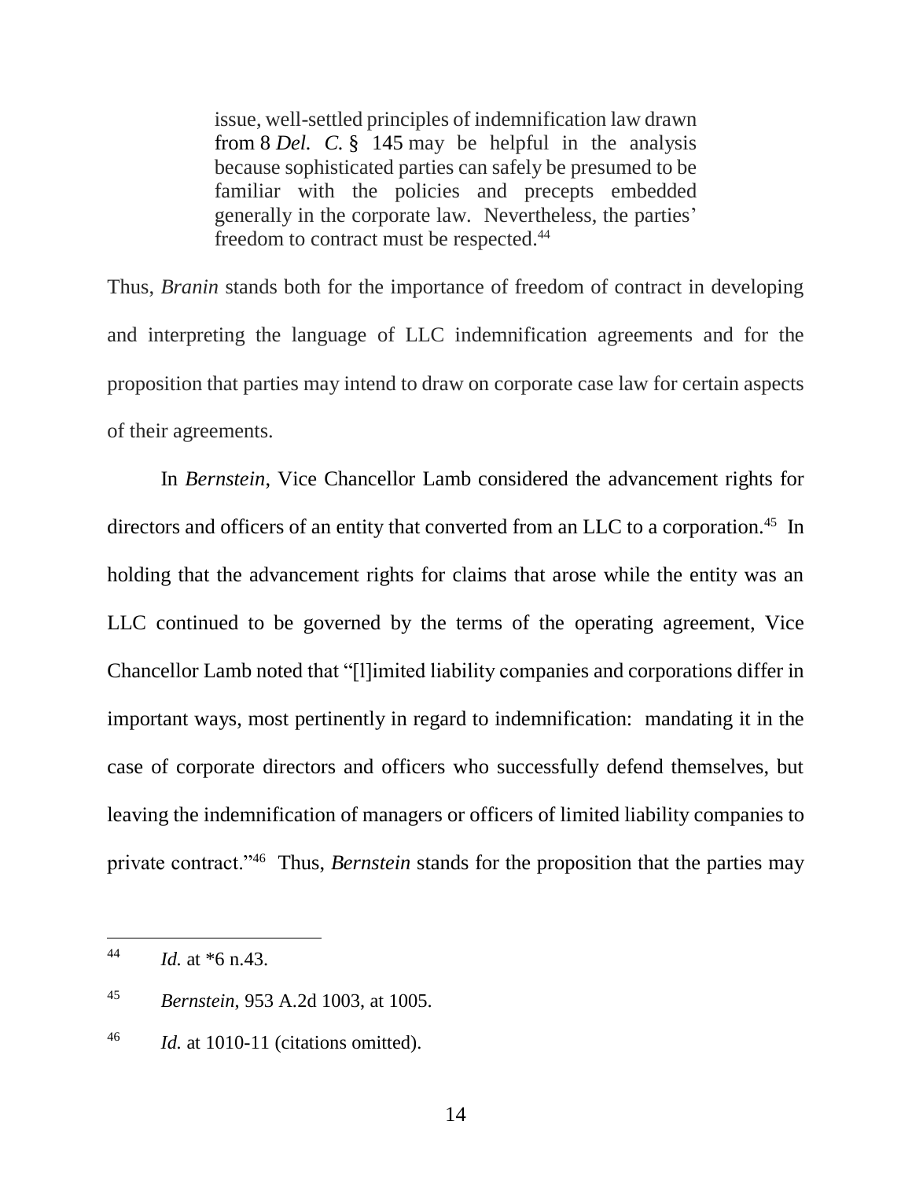> issue, well-settled principles of indemnification law drawn from 8 *Del. C.* § 145 may be helpful in the analysis because sophisticated parties can safely be presumed to be familiar with the policies and precepts embedded generally in the corporate law. Nevertheless, the parties' freedom to contract must be respected.[44]

Thus, *Branin* stands both for the importance of freedom of contract in developing and interpreting the language of LLC indemnification agreements and for the proposition that parties may intend to draw on corporate case law for certain aspects of their agreements.

In *Bernstein*, Vice Chancellor Lamb considered the advancement rights for directors and officers of an entity that converted from an LLC to a corporation.[45] In holding that the advancement rights for claims that arose while the entity was an LLC continued to be governed by the terms of the operating agreement, Vice Chancellor Lamb noted that "[l]imited liability companies and corporations differ in important ways, most pertinently in regard to indemnification: mandating it in the case of corporate directors and officers who successfully defend themselves, but leaving the indemnification of managers or officers of limited liability companies to private contract."[46] Thus, *Bernstein* stands for the proposition that the parties may

---

[44] *Id.* at *6 n.43.

[45] *Bernstein*, 953 A.2d 1003, at 1005.

[46] *Id.* at 1010-11 (citations omitted).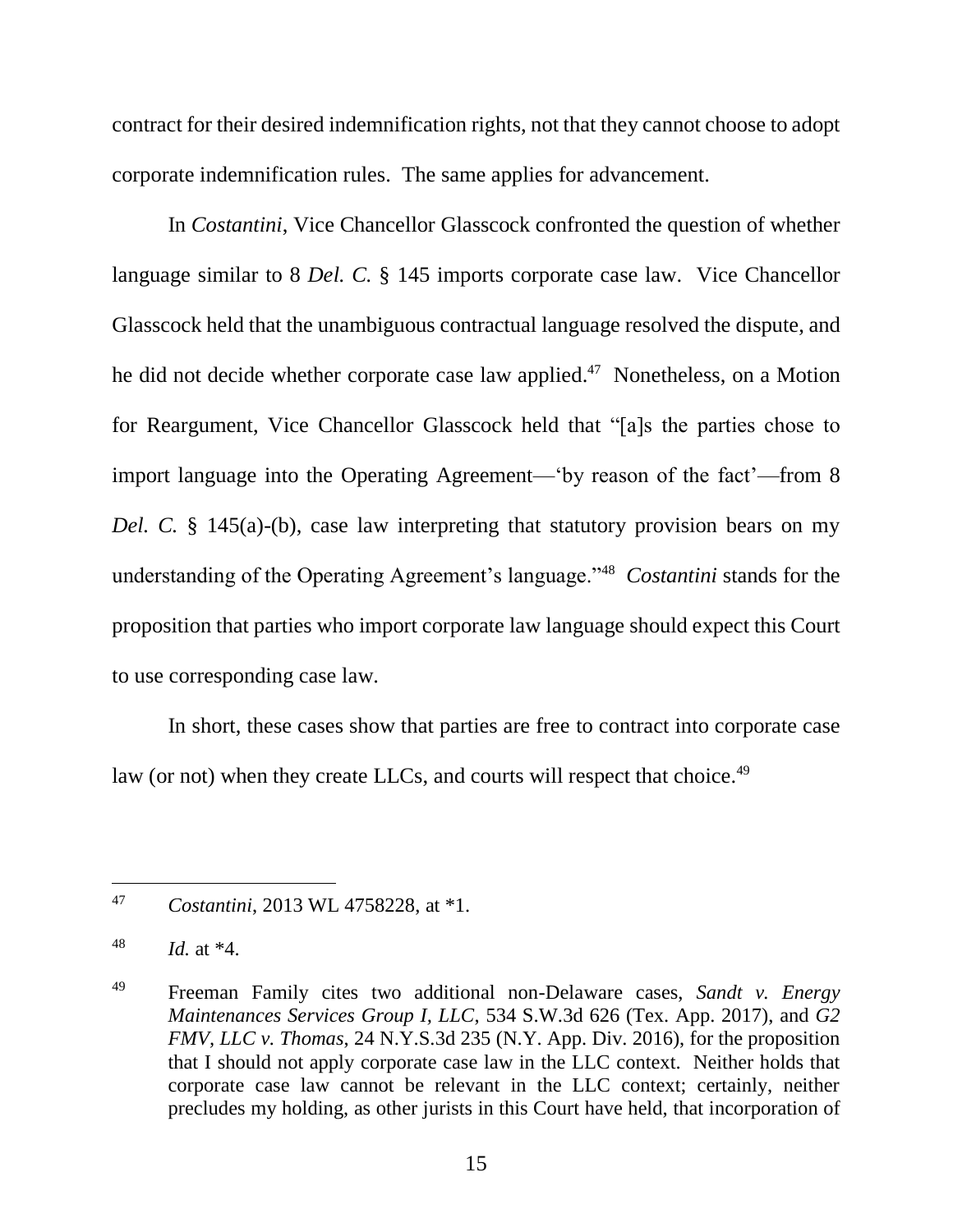contract for their desired indemnification rights, not that they cannot choose to adopt corporate indemnification rules. The same applies for advancement.

In *Costantini*, Vice Chancellor Glasscock confronted the question of whether language similar to 8 *Del. C.* § 145 imports corporate case law. Vice Chancellor Glasscock held that the unambiguous contractual language resolved the dispute, and he did not decide whether corporate case law applied.[47] Nonetheless, on a Motion for Reargument, Vice Chancellor Glasscock held that "[a]s the parties chose to import language into the Operating Agreement—'by reason of the fact'—from 8 *Del. C.* § 145(a)-(b), case law interpreting that statutory provision bears on my understanding of the Operating Agreement's language."[48] *Costantini* stands for the proposition that parties who import corporate law language should expect this Court to use corresponding case law.

In short, these cases show that parties are free to contract into corporate case law (or not) when they create LLCs, and courts will respect that choice.[49]

---

[47] *Costantini*, 2013 WL 4758228, at *1.

[48] *Id.* at *4.

[49] Freeman Family cites two additional non-Delaware cases, *Sandt v. Energy Maintenances Services Group I, LLC*, 534 S.W.3d 626 (Tex. App. 2017), and *G2 FMV, LLC v. Thomas*, 24 N.Y.S.3d 235 (N.Y. App. Div. 2016), for the proposition that I should not apply corporate case law in the LLC context. Neither holds that corporate case law cannot be relevant in the LLC context; certainly, neither precludes my holding, as other jurists in this Court have held, that incorporation of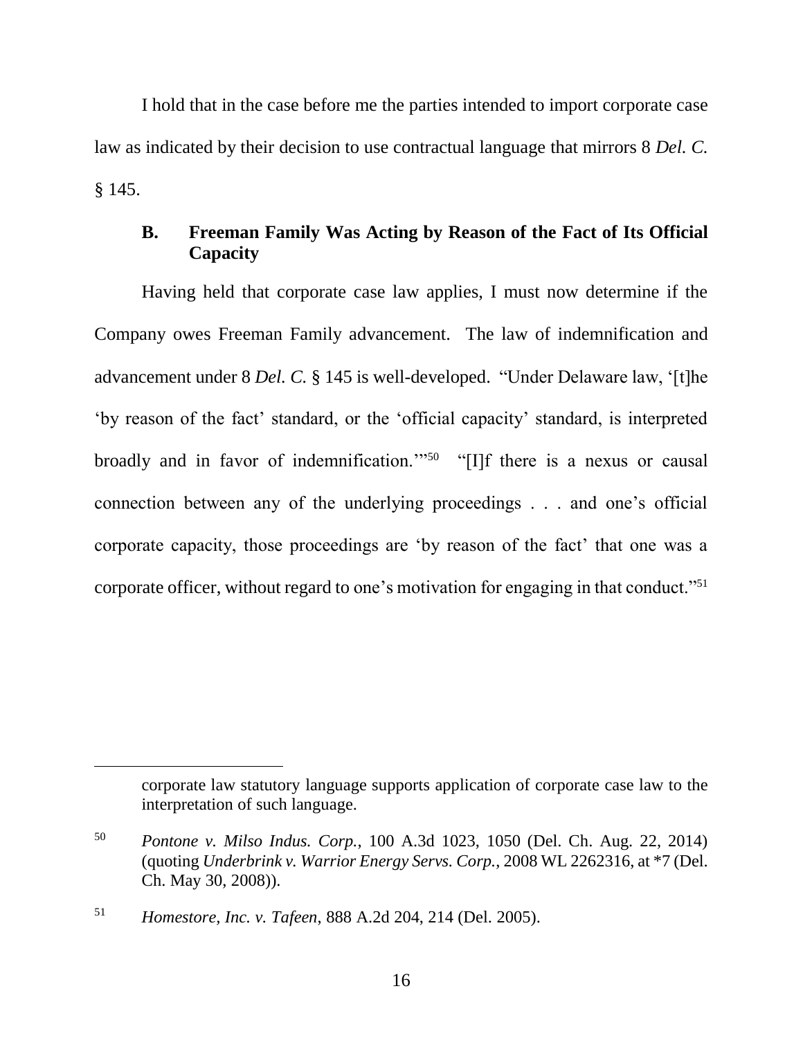I hold that in the case before me the parties intended to import corporate case law as indicated by their decision to use contractual language that mirrors 8 *Del. C.* § 145.

### B. Freeman Family Was Acting by Reason of the Fact of Its Official Capacity

Having held that corporate case law applies, I must now determine if the Company owes Freeman Family advancement. The law of indemnification and advancement under 8 *Del. C.* § 145 is well-developed. "Under Delaware law, '[t]he 'by reason of the fact' standard, or the 'official capacity' standard, is interpreted broadly and in favor of indemnification.'"[50] "[I]f there is a nexus or causal connection between any of the underlying proceedings . . . and one's official corporate capacity, those proceedings are 'by reason of the fact' that one was a corporate officer, without regard to one's motivation for engaging in that conduct."[51]

---

corporate law statutory language supports application of corporate case law to the interpretation of such language.

[50] *Pontone v. Milso Indus. Corp.*, 100 A.3d 1023, 1050 (Del. Ch. Aug. 22, 2014) (quoting *Underbrink v. Warrior Energy Servs. Corp.*, 2008 WL 2262316, at *7 (Del. Ch. May 30, 2008)).

[51] *Homestore, Inc. v. Tafeen*, 888 A.2d 204, 214 (Del. 2005).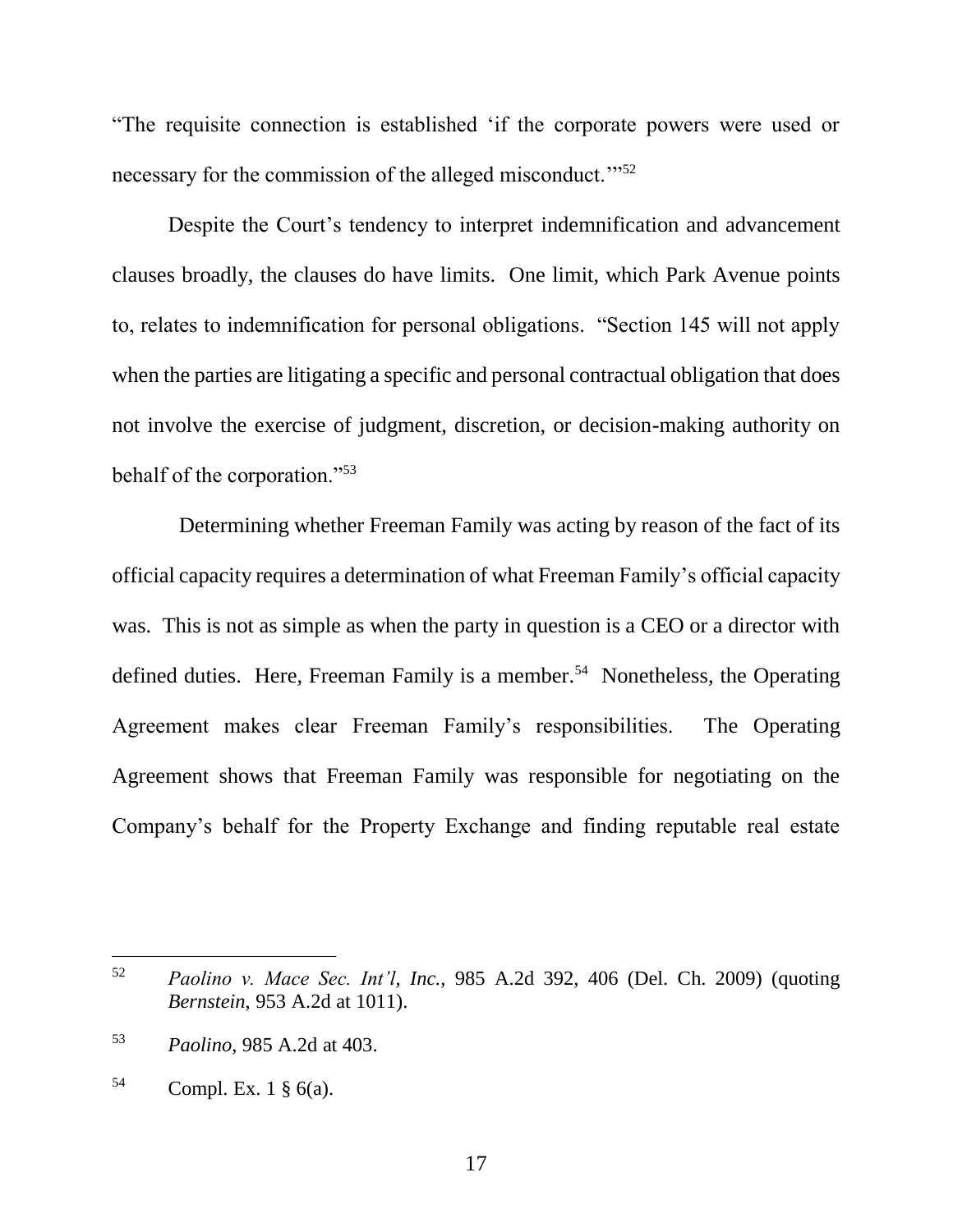"The requisite connection is established 'if the corporate powers were used or necessary for the commission of the alleged misconduct.'"[52]

Despite the Court's tendency to interpret indemnification and advancement clauses broadly, the clauses do have limits. One limit, which Park Avenue points to, relates to indemnification for personal obligations. "Section 145 will not apply when the parties are litigating a specific and personal contractual obligation that does not involve the exercise of judgment, discretion, or decision-making authority on behalf of the corporation."[53]

Determining whether Freeman Family was acting by reason of the fact of its official capacity requires a determination of what Freeman Family's official capacity was. This is not as simple as when the party in question is a CEO or a director with defined duties. Here, Freeman Family is a member.[54] Nonetheless, the Operating Agreement makes clear Freeman Family's responsibilities. The Operating Agreement shows that Freeman Family was responsible for negotiating on the Company's behalf for the Property Exchange and finding reputable real estate

---

[52] *Paolino v. Mace Sec. Int'l, Inc.*, 985 A.2d 392, 406 (Del. Ch. 2009) (quoting *Bernstein*, 953 A.2d at 1011).

[53] *Paolino*, 985 A.2d at 403.

[54] Compl. Ex. 1 § 6(a).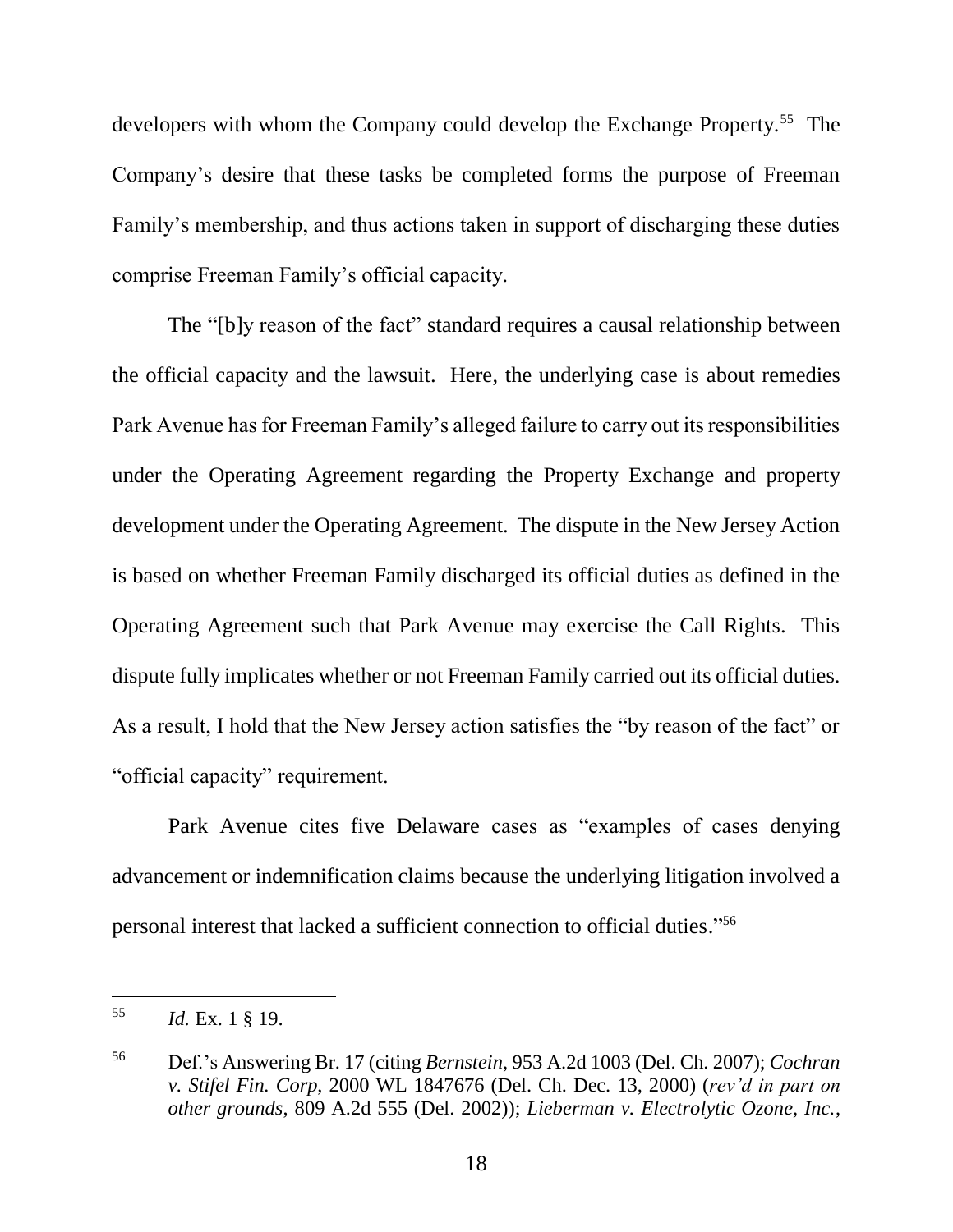developers with whom the Company could develop the Exchange Property.[55] The Company's desire that these tasks be completed forms the purpose of Freeman Family's membership, and thus actions taken in support of discharging these duties comprise Freeman Family's official capacity.

The "[b]y reason of the fact" standard requires a causal relationship between the official capacity and the lawsuit. Here, the underlying case is about remedies Park Avenue has for Freeman Family's alleged failure to carry out its responsibilities under the Operating Agreement regarding the Property Exchange and property development under the Operating Agreement. The dispute in the New Jersey Action is based on whether Freeman Family discharged its official duties as defined in the Operating Agreement such that Park Avenue may exercise the Call Rights. This dispute fully implicates whether or not Freeman Family carried out its official duties. As a result, I hold that the New Jersey action satisfies the "by reason of the fact" or "official capacity" requirement.

Park Avenue cites five Delaware cases as "examples of cases denying advancement or indemnification claims because the underlying litigation involved a personal interest that lacked a sufficient connection to official duties."[56]

---

[55] *Id.* Ex. 1 § 19.

[56] Def.'s Answering Br. 17 (citing *Bernstein*, 953 A.2d 1003 (Del. Ch. 2007); *Cochran v. Stifel Fin. Corp*, 2000 WL 1847676 (Del. Ch. Dec. 13, 2000) (*rev'd in part on other grounds*, 809 A.2d 555 (Del. 2002)); *Lieberman v. Electrolytic Ozone, Inc.*,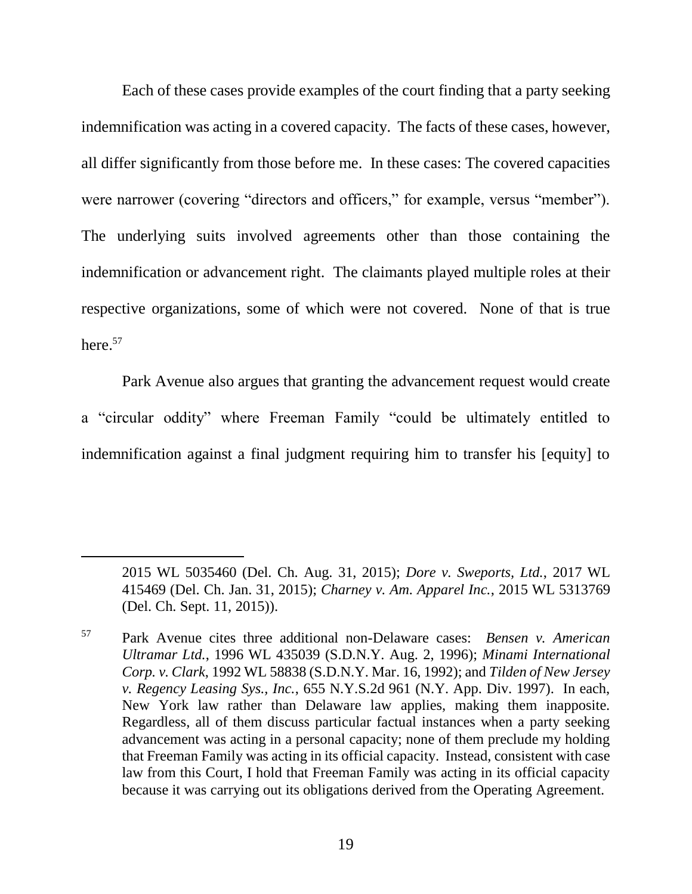Each of these cases provide examples of the court finding that a party seeking indemnification was acting in a covered capacity. The facts of these cases, however, all differ significantly from those before me. In these cases: The covered capacities were narrower (covering "directors and officers," for example, versus "member"). The underlying suits involved agreements other than those containing the indemnification or advancement right. The claimants played multiple roles at their respective organizations, some of which were not covered. None of that is true here.[57]

Park Avenue also argues that granting the advancement request would create a "circular oddity" where Freeman Family "could be ultimately entitled to indemnification against a final judgment requiring him to transfer his [equity] to

---

2015 WL 5035460 (Del. Ch. Aug. 31, 2015); *Dore v. Sweports, Ltd.*, 2017 WL 415469 (Del. Ch. Jan. 31, 2015); *Charney v. Am. Apparel Inc.*, 2015 WL 5313769 (Del. Ch. Sept. 11, 2015)).

[57] Park Avenue cites three additional non-Delaware cases: *Bensen v. American Ultramar Ltd.*, 1996 WL 435039 (S.D.N.Y. Aug. 2, 1996); *Minami International Corp. v. Clark*, 1992 WL 58838 (S.D.N.Y. Mar. 16, 1992); and *Tilden of New Jersey v. Regency Leasing Sys., Inc.*, 655 N.Y.S.2d 961 (N.Y. App. Div. 1997). In each, New York law rather than Delaware law applies, making them inapposite. Regardless, all of them discuss particular factual instances when a party seeking advancement was acting in a personal capacity; none of them preclude my holding that Freeman Family was acting in its official capacity. Instead, consistent with case law from this Court, I hold that Freeman Family was acting in its official capacity because it was carrying out its obligations derived from the Operating Agreement.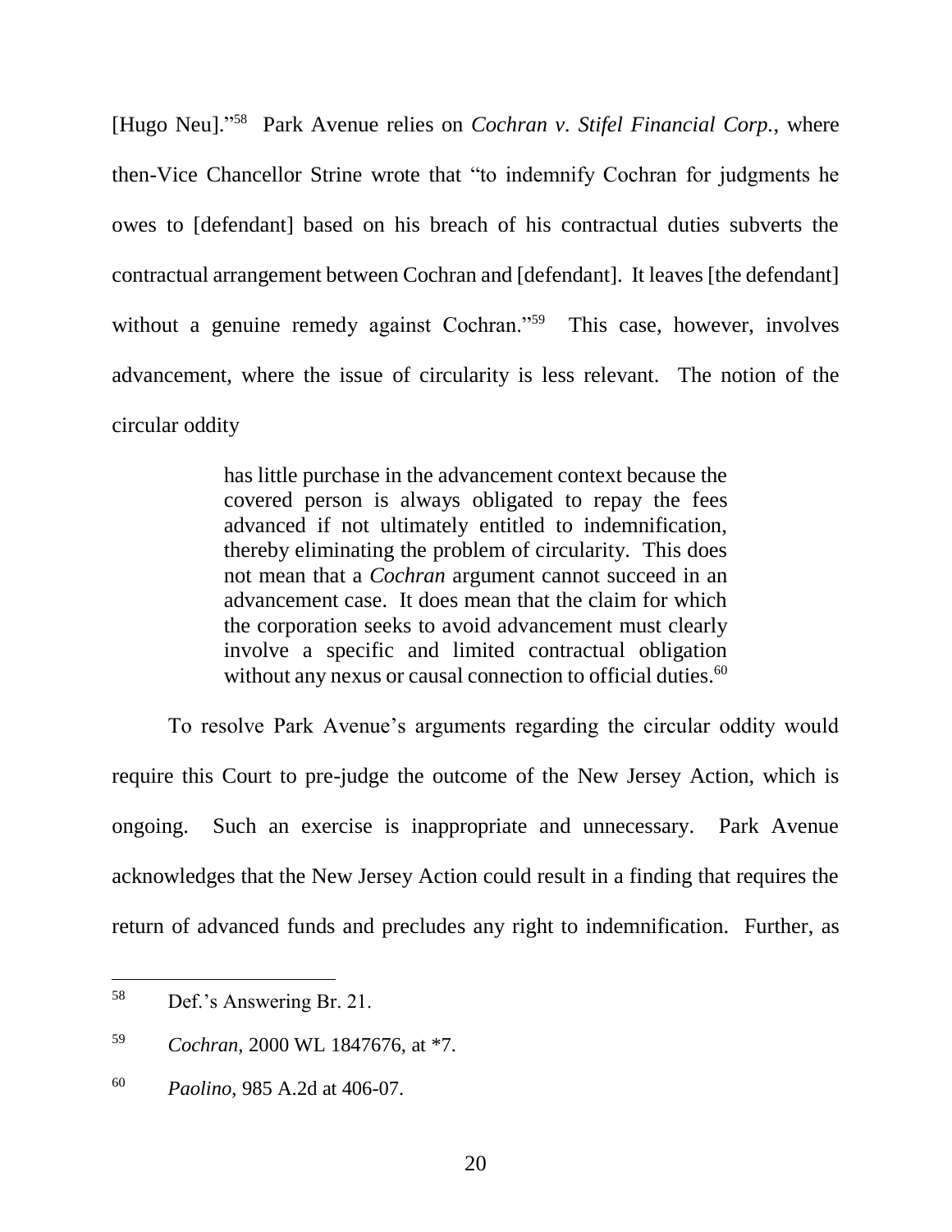[Hugo Neu]."[58] Park Avenue relies on *Cochran v. Stifel Financial Corp.*, where then-Vice Chancellor Strine wrote that "to indemnify Cochran for judgments he owes to [defendant] based on his breach of his contractual duties subverts the contractual arrangement between Cochran and [defendant]. It leaves [the defendant] without a genuine remedy against Cochran."[59] This case, however, involves advancement, where the issue of circularity is less relevant. The notion of the circular oddity

> has little purchase in the advancement context because the covered person is always obligated to repay the fees advanced if not ultimately entitled to indemnification, thereby eliminating the problem of circularity. This does not mean that a *Cochran* argument cannot succeed in an advancement case. It does mean that the claim for which the corporation seeks to avoid advancement must clearly involve a specific and limited contractual obligation without any nexus or causal connection to official duties.[60]

To resolve Park Avenue's arguments regarding the circular oddity would require this Court to pre-judge the outcome of the New Jersey Action, which is ongoing. Such an exercise is inappropriate and unnecessary. Park Avenue acknowledges that the New Jersey Action could result in a finding that requires the return of advanced funds and precludes any right to indemnification. Further, as

---

[58] Def.'s Answering Br. 21.

[59] *Cochran*, 2000 WL 1847676, at *7.

[60] *Paolino*, 985 A.2d at 406-07.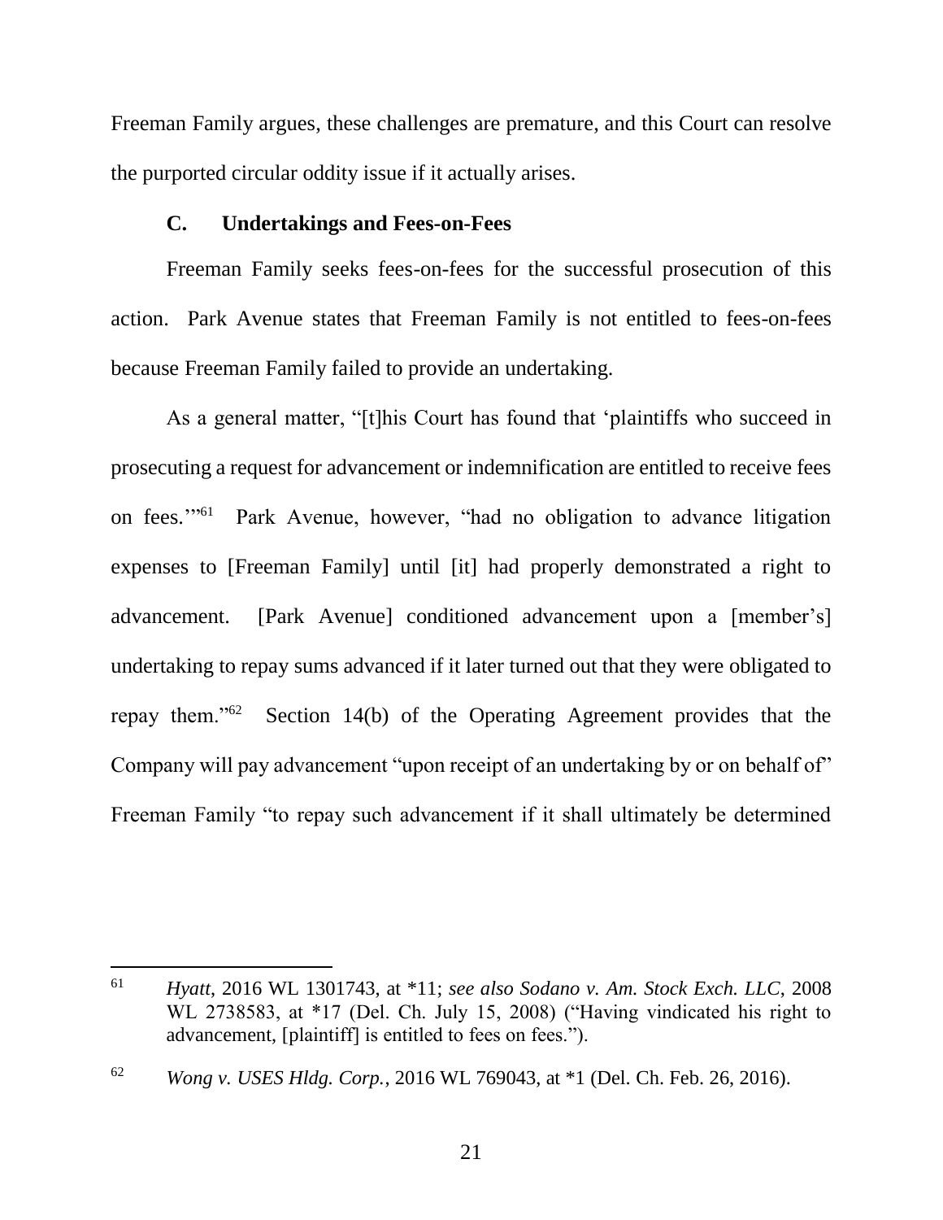Freeman Family argues, these challenges are premature, and this Court can resolve the purported circular oddity issue if it actually arises.

### C. Undertakings and Fees-on-Fees

Freeman Family seeks fees-on-fees for the successful prosecution of this action. Park Avenue states that Freeman Family is not entitled to fees-on-fees because Freeman Family failed to provide an undertaking.

As a general matter, "[t]his Court has found that 'plaintiffs who succeed in prosecuting a request for advancement or indemnification are entitled to receive fees on fees.'"[61] Park Avenue, however, "had no obligation to advance litigation expenses to [Freeman Family] until [it] had properly demonstrated a right to advancement. [Park Avenue] conditioned advancement upon a [member's] undertaking to repay sums advanced if it later turned out that they were obligated to repay them."[62] Section 14(b) of the Operating Agreement provides that the Company will pay advancement "upon receipt of an undertaking by or on behalf of" Freeman Family "to repay such advancement if it shall ultimately be determined

---

[61] *Hyatt*, 2016 WL 1301743, at *11; *see also Sodano v. Am. Stock Exch. LLC*, 2008 WL 2738583, at *17 (Del. Ch. July 15, 2008) ("Having vindicated his right to advancement, [plaintiff] is entitled to fees on fees.").

[62] *Wong v. USES Hldg. Corp.*, 2016 WL 769043, at *1 (Del. Ch. Feb. 26, 2016).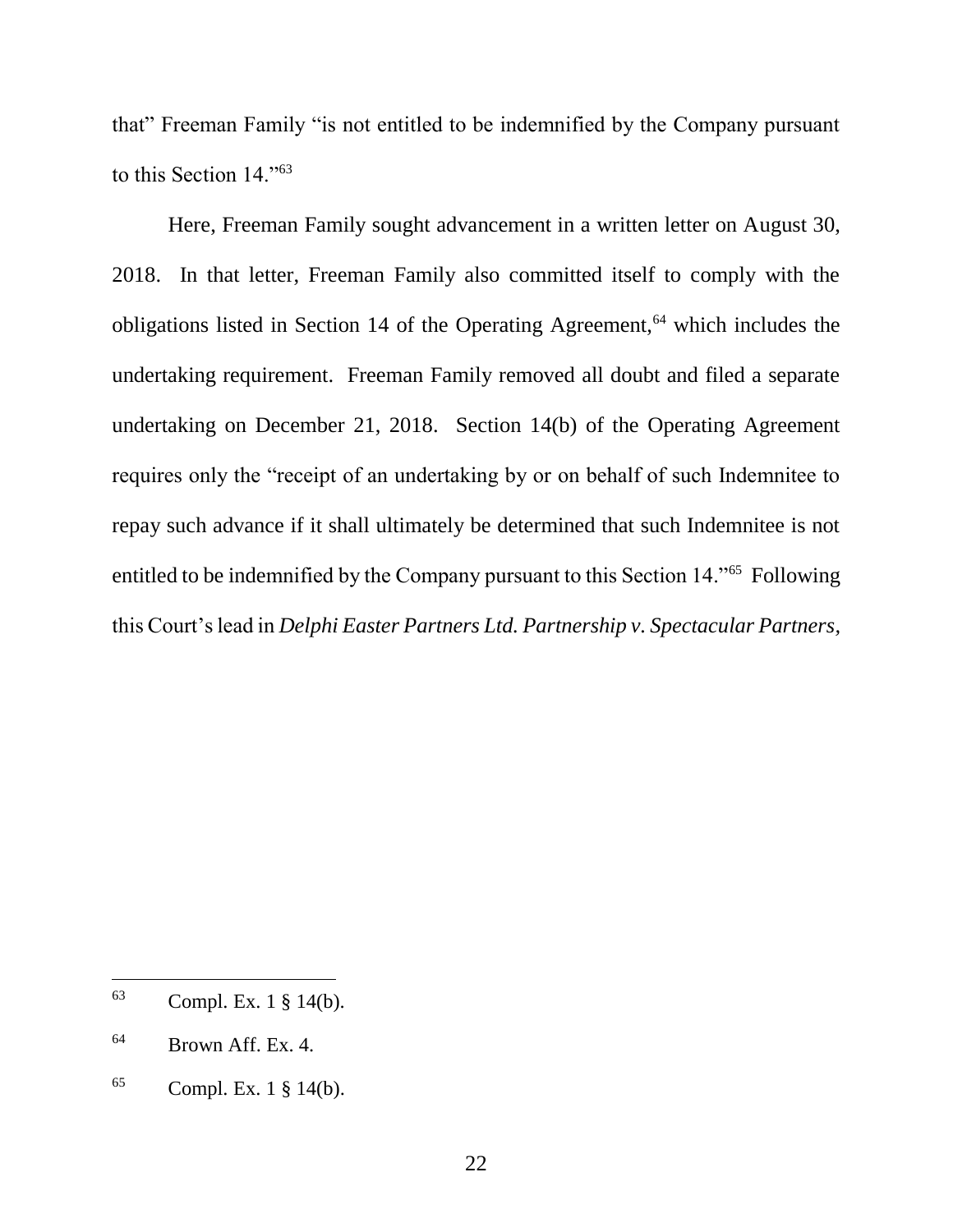that" Freeman Family "is not entitled to be indemnified by the Company pursuant to this Section 14."[63]

Here, Freeman Family sought advancement in a written letter on August 30, 2018. In that letter, Freeman Family also committed itself to comply with the obligations listed in Section 14 of the Operating Agreement,[64] which includes the undertaking requirement. Freeman Family removed all doubt and filed a separate undertaking on December 21, 2018. Section 14(b) of the Operating Agreement requires only the "receipt of an undertaking by or on behalf of such Indemnitee to repay such advance if it shall ultimately be determined that such Indemnitee is not entitled to be indemnified by the Company pursuant to this Section 14."[65] Following this Court's lead in *Delphi Easter Partners Ltd. Partnership v. Spectacular Partners,*

---

[63] Compl. Ex. 1 § 14(b).

[64] Brown Aff. Ex. 4.

[65] Compl. Ex. 1 § 14(b).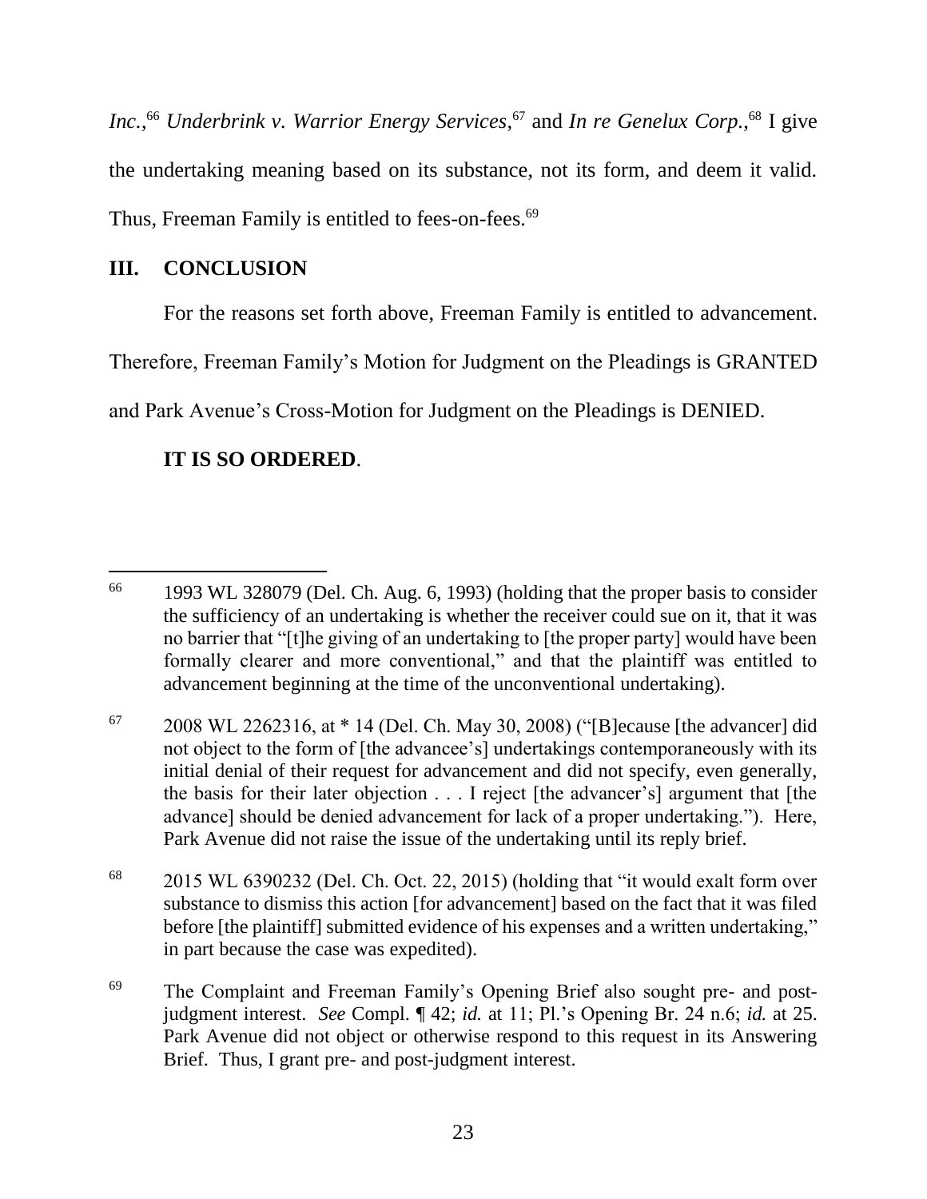*Inc.*,[66] *Underbrink v. Warrior Energy Services*,[67] and *In re Genelux Corp.*,[68] I give the undertaking meaning based on its substance, not its form, and deem it valid. Thus, Freeman Family is entitled to fees-on-fees.[69]

## III. CONCLUSION

For the reasons set forth above, Freeman Family is entitled to advancement. Therefore, Freeman Family's Motion for Judgment on the Pleadings is GRANTED and Park Avenue's Cross-Motion for Judgment on the Pleadings is DENIED.

**IT IS SO ORDERED**.

---

[66] 1993 WL 328079 (Del. Ch. Aug. 6, 1993) (holding that the proper basis to consider the sufficiency of an undertaking is whether the receiver could sue on it, that it was no barrier that "[t]he giving of an undertaking to [the proper party] would have been formally clearer and more conventional," and that the plaintiff was entitled to advancement beginning at the time of the unconventional undertaking).

[67] 2008 WL 2262316, at * 14 (Del. Ch. May 30, 2008) ("[B]ecause [the advancer] did not object to the form of [the advancee's] undertakings contemporaneously with its initial denial of their request for advancement and did not specify, even generally, the basis for their later objection . . . I reject [the advancer's] argument that [the advance] should be denied advancement for lack of a proper undertaking."). Here, Park Avenue did not raise the issue of the undertaking until its reply brief.

[68] 2015 WL 6390232 (Del. Ch. Oct. 22, 2015) (holding that "it would exalt form over substance to dismiss this action [for advancement] based on the fact that it was filed before [the plaintiff] submitted evidence of his expenses and a written undertaking," in part because the case was expedited).

[69] The Complaint and Freeman Family's Opening Brief also sought pre- and post-judgment interest. *See* Compl. ¶ 42; *id.* at 11; Pl.'s Opening Br. 24 n.6; *id.* at 25. Park Avenue did not object or otherwise respond to this request in its Answering Brief. Thus, I grant pre- and post-judgment interest.